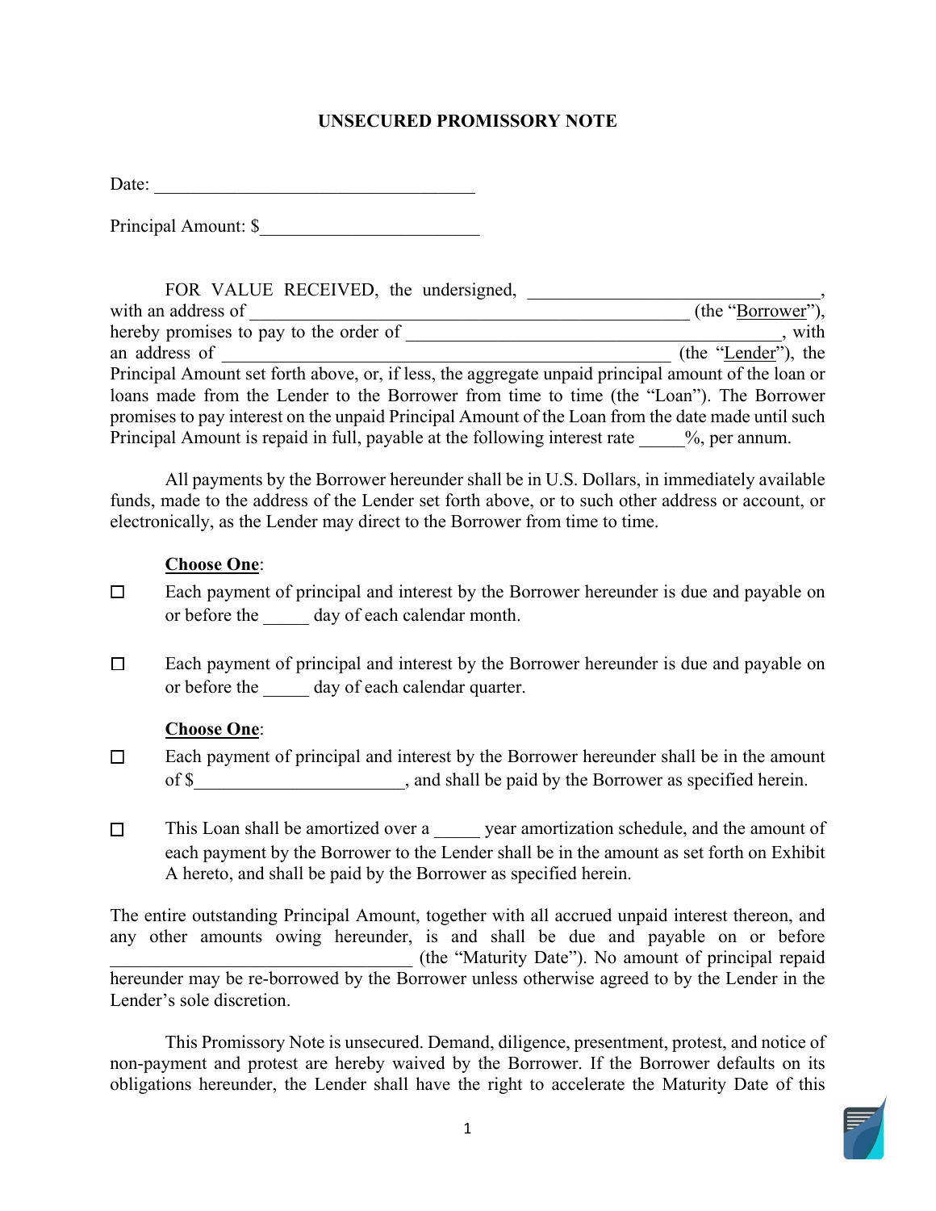# UNSECURED PROMISSORY NOTE

Date: ___________________________________

Principal Amount: $________________________

FOR VALUE RECEIVED, the undersigned, ________________________________, with an address of ________________________________________________ (the "Borrower"), hereby promises to pay to the order of ________________________________________, with an address of _________________________________________________ (the "Lender"), the Principal Amount set forth above, or, if less, the aggregate unpaid principal amount of the loan or loans made from the Lender to the Borrower from time to time (the "Loan"). The Borrower promises to pay interest on the unpaid Principal Amount of the Loan from the date made until such Principal Amount is repaid in full, payable at the following interest rate _____%, per annum.

All payments by the Borrower hereunder shall be in U.S. Dollars, in immediately available funds, made to the address of the Lender set forth above, or to such other address or account, or electronically, as the Lender may direct to the Borrower from time to time.

**Choose One**:

☐ Each payment of principal and interest by the Borrower hereunder is due and payable on or before the _____ day of each calendar month.

☐ Each payment of principal and interest by the Borrower hereunder is due and payable on or before the _____ day of each calendar quarter.

**Choose One**:

☐ Each payment of principal and interest by the Borrower hereunder shall be in the amount of $_______________________, and shall be paid by the Borrower as specified herein.

☐ This Loan shall be amortized over a _____ year amortization schedule, and the amount of each payment by the Borrower to the Lender shall be in the amount as set forth on Exhibit A hereto, and shall be paid by the Borrower as specified herein.

The entire outstanding Principal Amount, together with all accrued unpaid interest thereon, and any other amounts owing hereunder, is and shall be due and payable on or before __________________________________ (the "Maturity Date"). No amount of principal repaid hereunder may be re-borrowed by the Borrower unless otherwise agreed to by the Lender in the Lender's sole discretion.

This Promissory Note is unsecured. Demand, diligence, presentment, protest, and notice of non-payment and protest are hereby waived by the Borrower. If the Borrower defaults on its obligations hereunder, the Lender shall have the right to accelerate the Maturity Date of this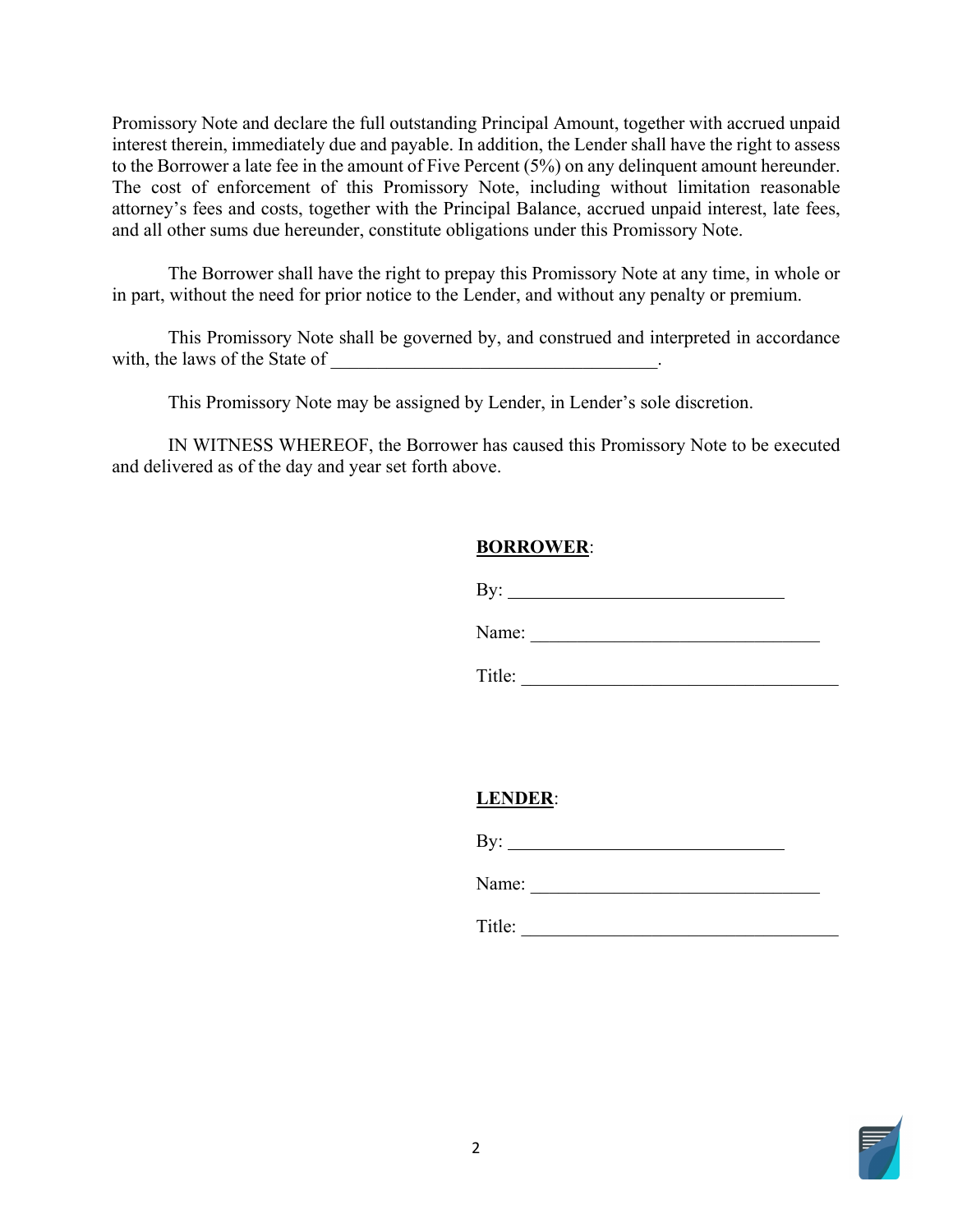Promissory Note and declare the full outstanding Principal Amount, together with accrued unpaid interest therein, immediately due and payable. In addition, the Lender shall have the right to assess to the Borrower a late fee in the amount of Five Percent (5%) on any delinquent amount hereunder. The cost of enforcement of this Promissory Note, including without limitation reasonable attorney's fees and costs, together with the Principal Balance, accrued unpaid interest, late fees, and all other sums due hereunder, constitute obligations under this Promissory Note.

The Borrower shall have the right to prepay this Promissory Note at any time, in whole or in part, without the need for prior notice to the Lender, and without any penalty or premium.

This Promissory Note shall be governed by, and construed and interpreted in accordance with, the laws of the State of ___________________________________.

This Promissory Note may be assigned by Lender, in Lender's sole discretion.

IN WITNESS WHEREOF, the Borrower has caused this Promissory Note to be executed and delivered as of the day and year set forth above.

**BORROWER**:

By: ______________________________

Name: ________________________________

Title: ___________________________________

**LENDER**:

By: ______________________________

Name: ________________________________

Title: ___________________________________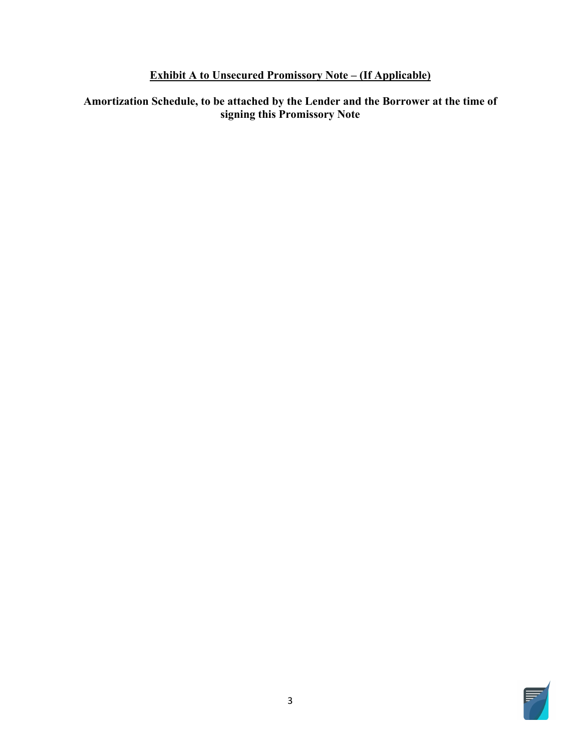**<u>Exhibit A to Unsecured Promissory Note – (If Applicable)</u>**

**Amortization Schedule, to be attached by the Lender and the Borrower at the time of signing this Promissory Note**